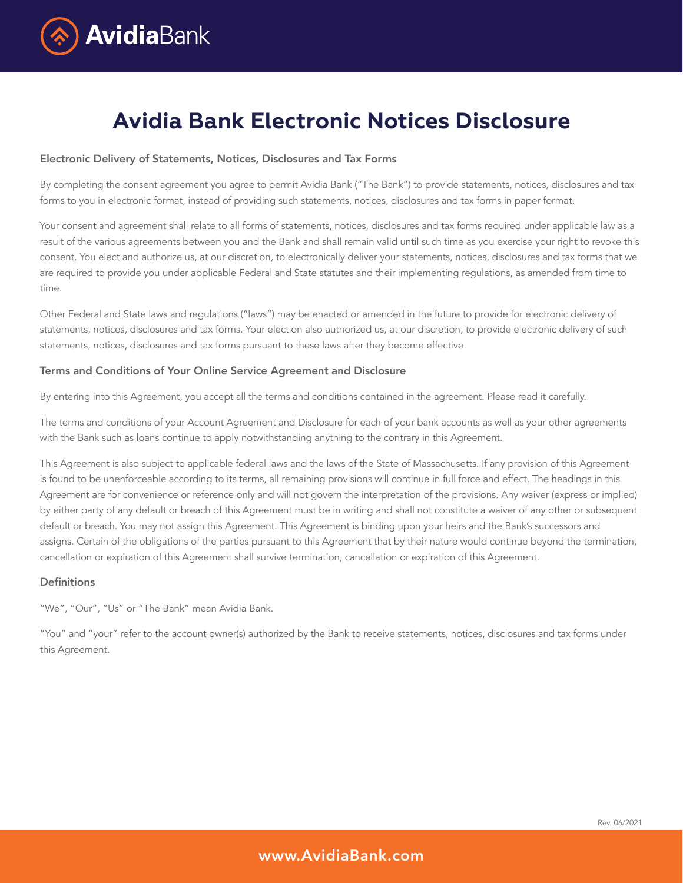# Avidia Bank Electronic Notices Disclosure

### Electronic Delivery of Statements, Notices, Disclosures and Tax Forms

By completing the consent agreement you agree to permit Avidia Bank ("The Bank") to provide statements, notices, disclosures and tax forms to you in electronic format, instead of providing such statements, notices, disclosures and tax forms in paper format.

Your consent and agreement shall relate to all forms of statements, notices, disclosures and tax forms required under applicable law as a result of the various agreements between you and the Bank and shall remain valid until such time as you exercise your right to revoke this consent. You elect and authorize us, at our discretion, to electronically deliver your statements, notices, disclosures and tax forms that we are required to provide you under applicable Federal and State statutes and their implementing regulations, as amended from time to time.

Other Federal and State laws and regulations ("laws") may be enacted or amended in the future to provide for electronic delivery of statements, notices, disclosures and tax forms. Your election also authorized us, at our discretion, to provide electronic delivery of such statements, notices, disclosures and tax forms pursuant to these laws after they become effective.

### Terms and Conditions of Your Online Service Agreement and Disclosure

By entering into this Agreement, you accept all the terms and conditions contained in the agreement. Please read it carefully.

The terms and conditions of your Account Agreement and Disclosure for each of your bank accounts as well as your other agreements with the Bank such as loans continue to apply notwithstanding anything to the contrary in this Agreement.

This Agreement is also subject to applicable federal laws and the laws of the State of Massachusetts. If any provision of this Agreement is found to be unenforceable according to its terms, all remaining provisions will continue in full force and effect. The headings in this Agreement are for convenience or reference only and will not govern the interpretation of the provisions. Any waiver (express or implied) by either party of any default or breach of this Agreement must be in writing and shall not constitute a waiver of any other or subsequent default or breach. You may not assign this Agreement. This Agreement is binding upon your heirs and the Bank's successors and assigns. Certain of the obligations of the parties pursuant to this Agreement that by their nature would continue beyond the termination, cancellation or expiration of this Agreement shall survive termination, cancellation or expiration of this Agreement.

### Definitions

"We", "Our", "Us" or "The Bank" mean Avidia Bank.

"You" and "your" refer to the account owner(s) authorized by the Bank to receive statements, notices, disclosures and tax forms under this Agreement.

Rev. 06/2021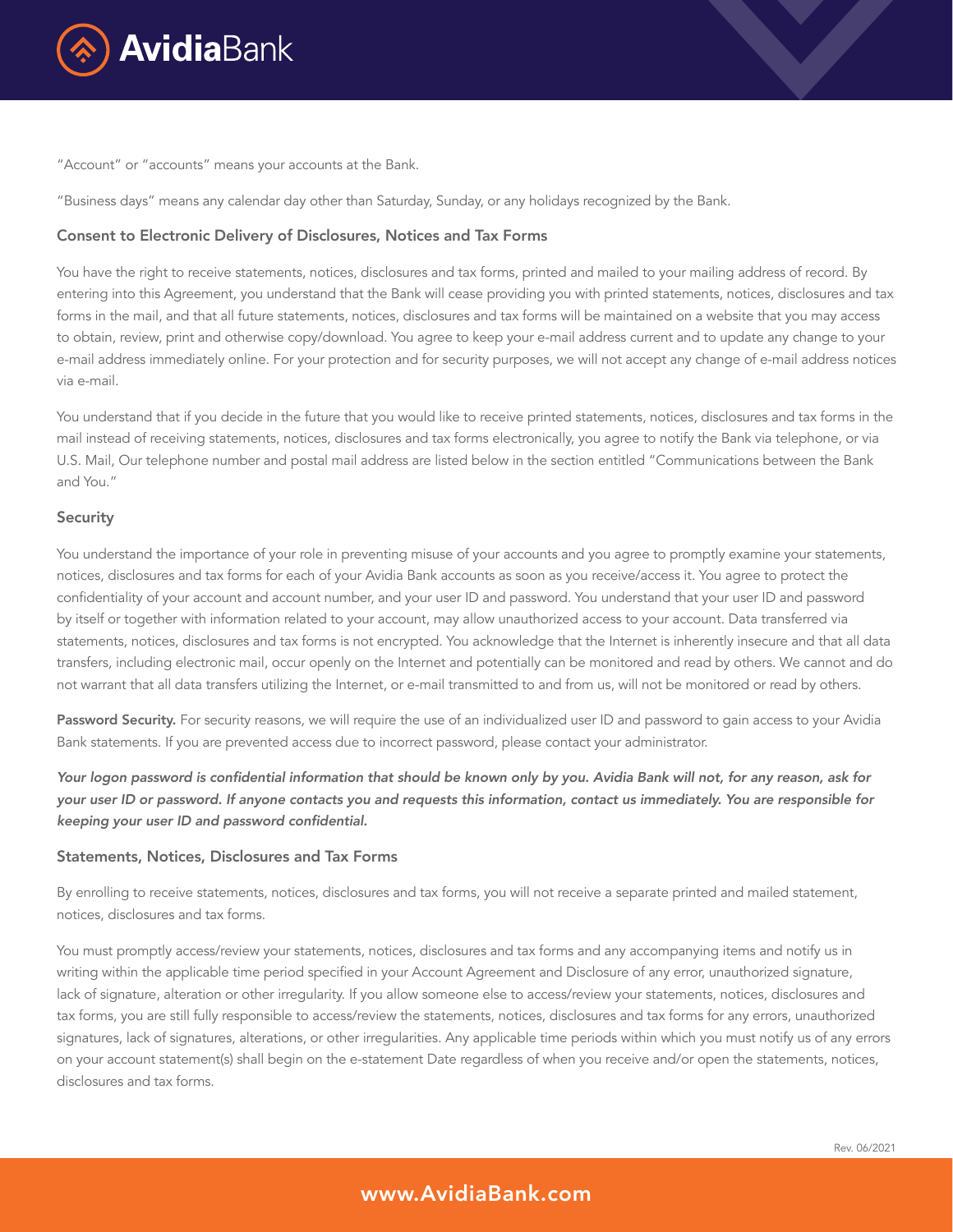"Account" or "accounts" means your accounts at the Bank.

"Business days" means any calendar day other than Saturday, Sunday, or any holidays recognized by the Bank.

### Consent to Electronic Delivery of Disclosures, Notices and Tax Forms

You have the right to receive statements, notices, disclosures and tax forms, printed and mailed to your mailing address of record. By entering into this Agreement, you understand that the Bank will cease providing you with printed statements, notices, disclosures and tax forms in the mail, and that all future statements, notices, disclosures and tax forms will be maintained on a website that you may access to obtain, review, print and otherwise copy/download. You agree to keep your e-mail address current and to update any change to your e-mail address immediately online. For your protection and for security purposes, we will not accept any change of e-mail address notices via e-mail.

You understand that if you decide in the future that you would like to receive printed statements, notices, disclosures and tax forms in the mail instead of receiving statements, notices, disclosures and tax forms electronically, you agree to notify the Bank via telephone, or via U.S. Mail, Our telephone number and postal mail address are listed below in the section entitled "Communications between the Bank and You."

### Security

You understand the importance of your role in preventing misuse of your accounts and you agree to promptly examine your statements, notices, disclosures and tax forms for each of your Avidia Bank accounts as soon as you receive/access it. You agree to protect the confidentiality of your account and account number, and your user ID and password. You understand that your user ID and password by itself or together with information related to your account, may allow unauthorized access to your account. Data transferred via statements, notices, disclosures and tax forms is not encrypted. You acknowledge that the Internet is inherently insecure and that all data transfers, including electronic mail, occur openly on the Internet and potentially can be monitored and read by others. We cannot and do not warrant that all data transfers utilizing the Internet, or e-mail transmitted to and from us, will not be monitored or read by others.

**Password Security.** For security reasons, we will require the use of an individualized user ID and password to gain access to your Avidia Bank statements. If you are prevented access due to incorrect password, please contact your administrator.

***Your logon password is confidential information that should be known only by you. Avidia Bank will not, for any reason, ask for your user ID or password. If anyone contacts you and requests this information, contact us immediately. You are responsible for keeping your user ID and password confidential.***

### Statements, Notices, Disclosures and Tax Forms

By enrolling to receive statements, notices, disclosures and tax forms, you will not receive a separate printed and mailed statement, notices, disclosures and tax forms.

You must promptly access/review your statements, notices, disclosures and tax forms and any accompanying items and notify us in writing within the applicable time period specified in your Account Agreement and Disclosure of any error, unauthorized signature, lack of signature, alteration or other irregularity. If you allow someone else to access/review your statements, notices, disclosures and tax forms, you are still fully responsible to access/review the statements, notices, disclosures and tax forms for any errors, unauthorized signatures, lack of signatures, alterations, or other irregularities. Any applicable time periods within which you must notify us of any errors on your account statement(s) shall begin on the e-statement Date regardless of when you receive and/or open the statements, notices, disclosures and tax forms.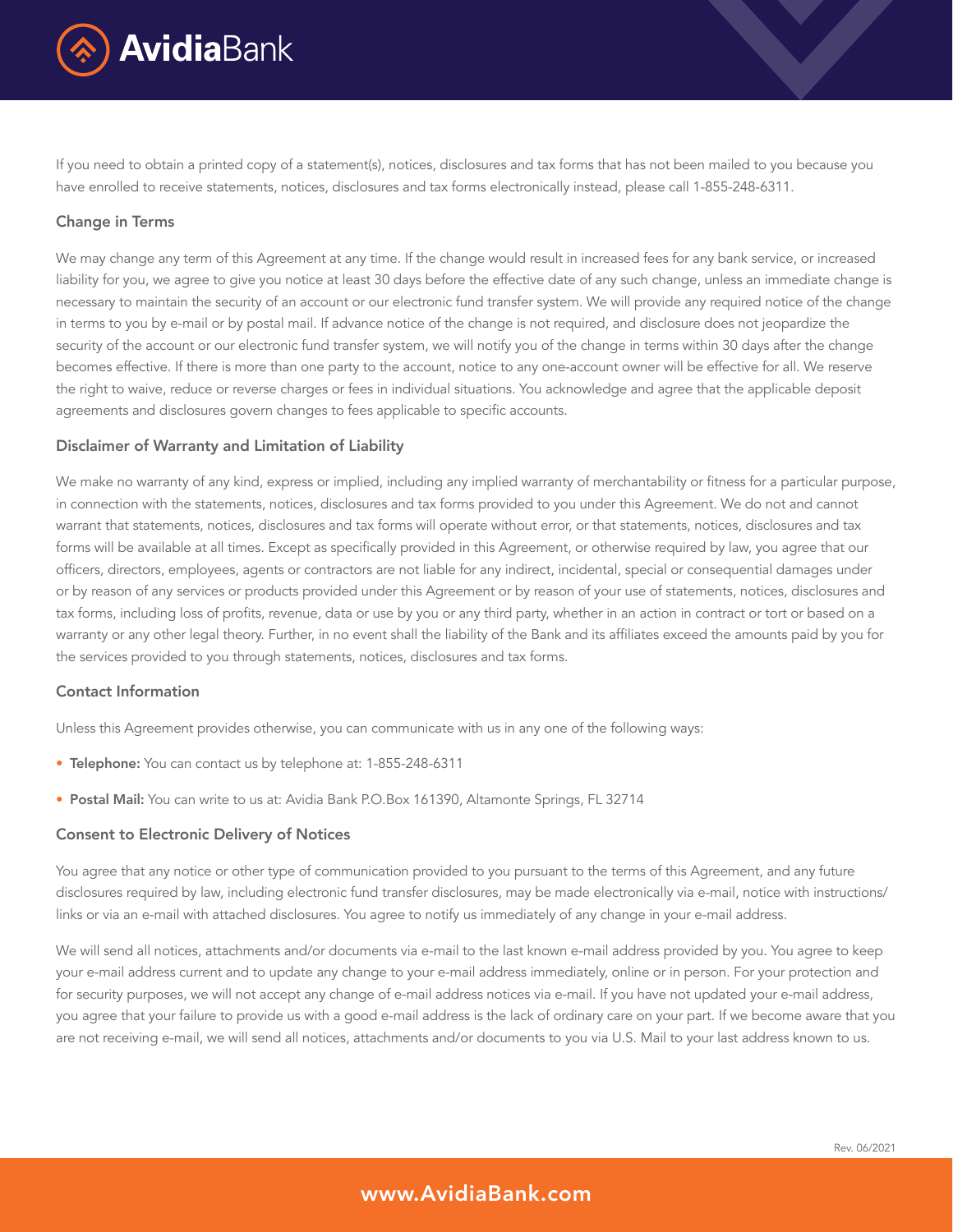If you need to obtain a printed copy of a statement(s), notices, disclosures and tax forms that has not been mailed to you because you have enrolled to receive statements, notices, disclosures and tax forms electronically instead, please call 1-855-248-6311.

## Change in Terms

We may change any term of this Agreement at any time. If the change would result in increased fees for any bank service, or increased liability for you, we agree to give you notice at least 30 days before the effective date of any such change, unless an immediate change is necessary to maintain the security of an account or our electronic fund transfer system. We will provide any required notice of the change in terms to you by e-mail or by postal mail. If advance notice of the change is not required, and disclosure does not jeopardize the security of the account or our electronic fund transfer system, we will notify you of the change in terms within 30 days after the change becomes effective. If there is more than one party to the account, notice to any one-account owner will be effective for all. We reserve the right to waive, reduce or reverse charges or fees in individual situations. You acknowledge and agree that the applicable deposit agreements and disclosures govern changes to fees applicable to specific accounts.

## Disclaimer of Warranty and Limitation of Liability

We make no warranty of any kind, express or implied, including any implied warranty of merchantability or fitness for a particular purpose, in connection with the statements, notices, disclosures and tax forms provided to you under this Agreement. We do not and cannot warrant that statements, notices, disclosures and tax forms will operate without error, or that statements, notices, disclosures and tax forms will be available at all times. Except as specifically provided in this Agreement, or otherwise required by law, you agree that our officers, directors, employees, agents or contractors are not liable for any indirect, incidental, special or consequential damages under or by reason of any services or products provided under this Agreement or by reason of your use of statements, notices, disclosures and tax forms, including loss of profits, revenue, data or use by you or any third party, whether in an action in contract or tort or based on a warranty or any other legal theory. Further, in no event shall the liability of the Bank and its affiliates exceed the amounts paid by you for the services provided to you through statements, notices, disclosures and tax forms.

## Contact Information

Unless this Agreement provides otherwise, you can communicate with us in any one of the following ways:

- **Telephone:** You can contact us by telephone at: 1-855-248-6311
- **Postal Mail:** You can write to us at: Avidia Bank P.O.Box 161390, Altamonte Springs, FL 32714

## Consent to Electronic Delivery of Notices

You agree that any notice or other type of communication provided to you pursuant to the terms of this Agreement, and any future disclosures required by law, including electronic fund transfer disclosures, may be made electronically via e-mail, notice with instructions/ links or via an e-mail with attached disclosures. You agree to notify us immediately of any change in your e-mail address.

We will send all notices, attachments and/or documents via e-mail to the last known e-mail address provided by you. You agree to keep your e-mail address current and to update any change to your e-mail address immediately, online or in person. For your protection and for security purposes, we will not accept any change of e-mail address notices via e-mail. If you have not updated your e-mail address, you agree that your failure to provide us with a good e-mail address is the lack of ordinary care on your part. If we become aware that you are not receiving e-mail, we will send all notices, attachments and/or documents to you via U.S. Mail to your last address known to us.

Rev. 06/2021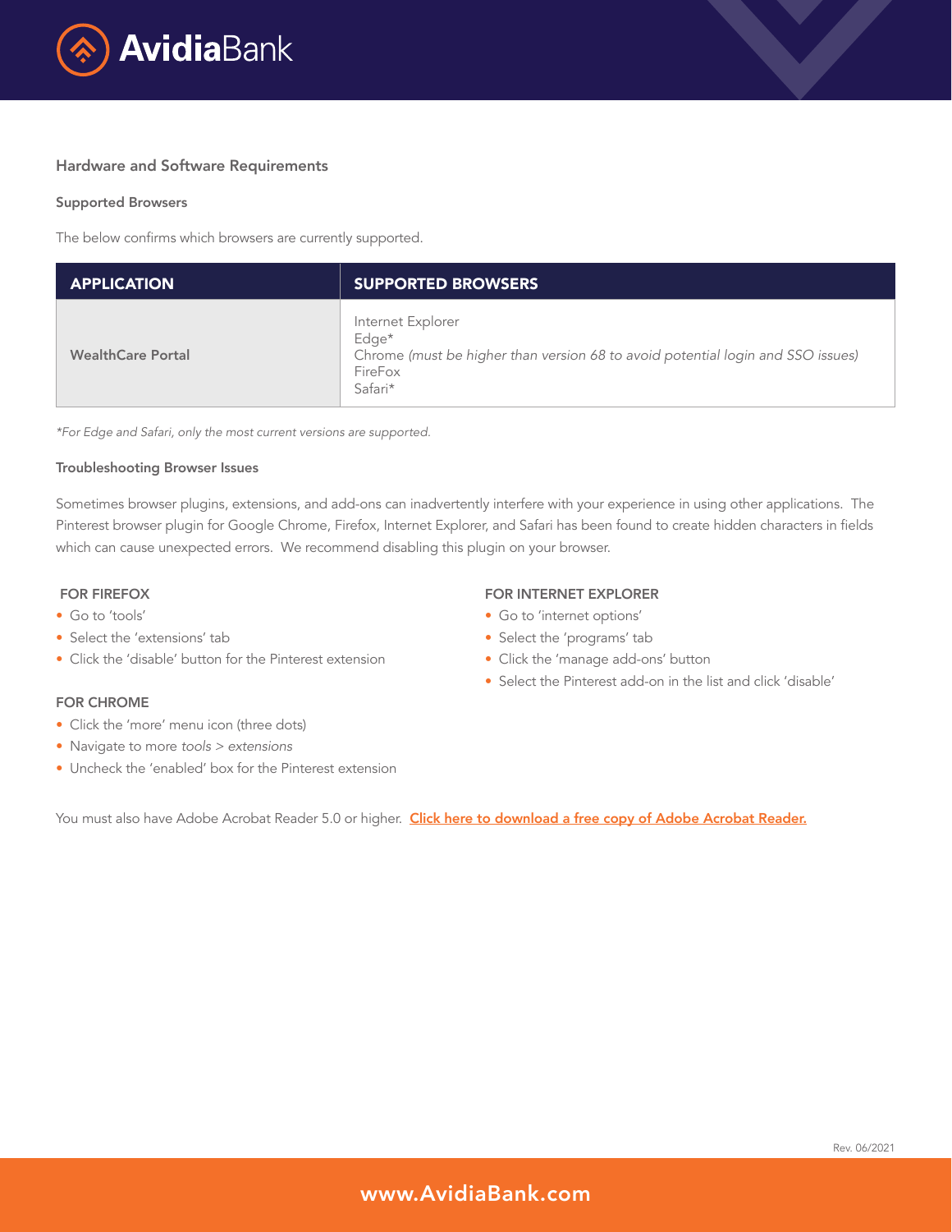## Hardware and Software Requirements

### Supported Browsers

The below confirms which browsers are currently supported.

| APPLICATION | SUPPORTED BROWSERS |
|---|---|
| WealthCare Portal | Internet Explorer<br>Edge*<br>Chrome *(must be higher than version 68 to avoid potential login and SSO issues)*<br>FireFox<br>Safari* |

*\*For Edge and Safari, only the most current versions are supported.*

### Troubleshooting Browser Issues

Sometimes browser plugins, extensions, and add-ons can inadvertently interfere with your experience in using other applications. The Pinterest browser plugin for Google Chrome, Firefox, Internet Explorer, and Safari has been found to create hidden characters in fields which can cause unexpected errors. We recommend disabling this plugin on your browser.

**FOR FIREFOX**

- Go to 'tools'
- Select the 'extensions' tab
- Click the 'disable' button for the Pinterest extension

**FOR CHROME**

- Click the 'more' menu icon (three dots)
- Navigate to more *tools > extensions*
- Uncheck the 'enabled' box for the Pinterest extension

**FOR INTERNET EXPLORER**

- Go to 'internet options'
- Select the 'programs' tab
- Click the 'manage add-ons' button
- Select the Pinterest add-on in the list and click 'disable'

You must also have Adobe Acrobat Reader 5.0 or higher. **Click here to download a free copy of Adobe Acrobat Reader.**

Rev. 06/2021